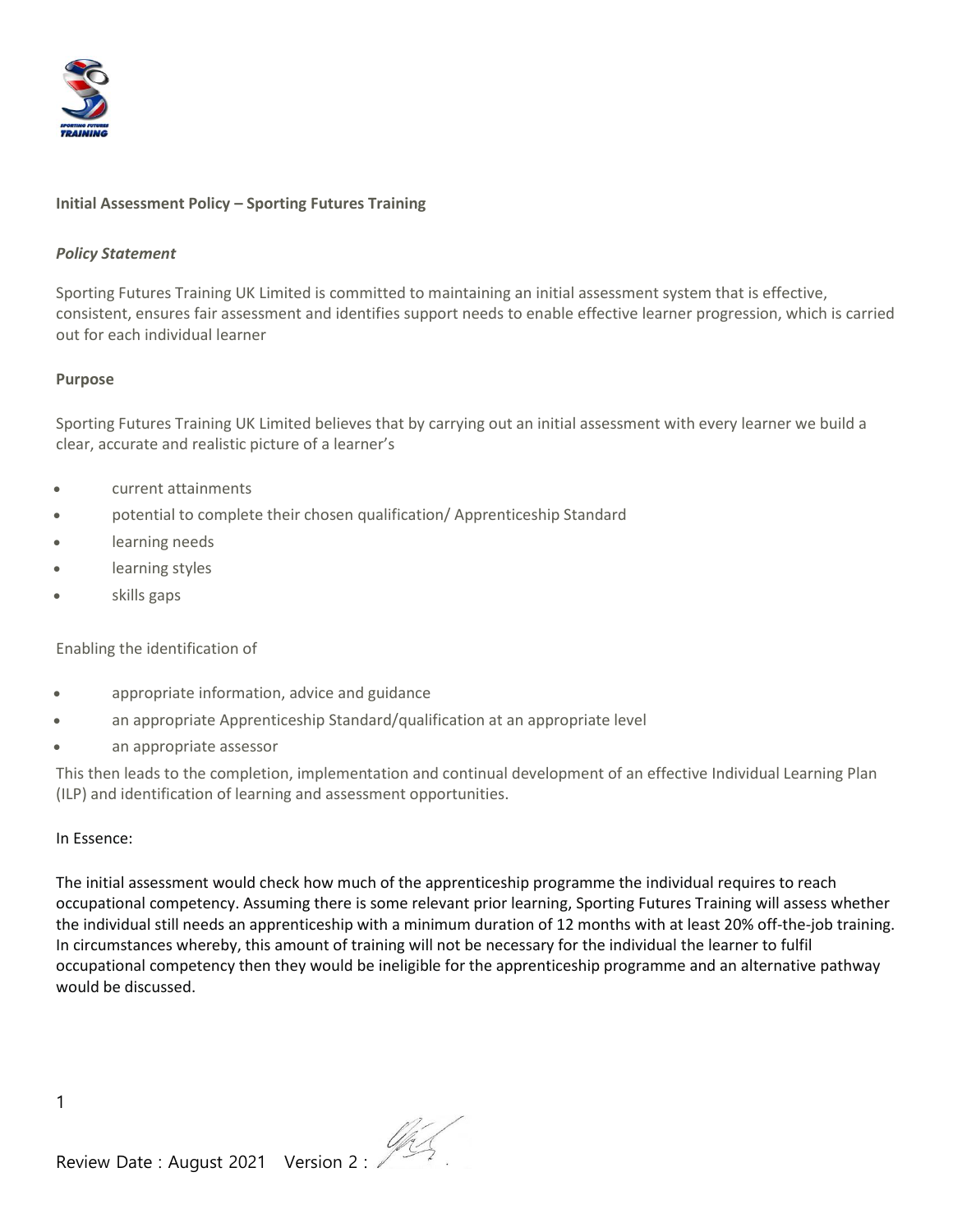**Initial Assessment Policy – Sporting Futures Training**

***Policy Statement***

Sporting Futures Training UK Limited is committed to maintaining an initial assessment system that is effective, consistent, ensures fair assessment and identifies support needs to enable effective learner progression, which is carried out for each individual learner

**Purpose**

Sporting Futures Training UK Limited believes that by carrying out an initial assessment with every learner we build a clear, accurate and realistic picture of a learner's

- current attainments
- potential to complete their chosen qualification/ Apprenticeship Standard
- learning needs
- learning styles
- skills gaps

Enabling the identification of

- appropriate information, advice and guidance
- an appropriate Apprenticeship Standard/qualification at an appropriate level
- an appropriate assessor

This then leads to the completion, implementation and continual development of an effective Individual Learning Plan (ILP) and identification of learning and assessment opportunities.

In Essence:

The initial assessment would check how much of the apprenticeship programme the individual requires to reach occupational competency. Assuming there is some relevant prior learning, Sporting Futures Training will assess whether the individual still needs an apprenticeship with a minimum duration of 12 months with at least 20% off-the-job training. In circumstances whereby, this amount of training will not be necessary for the individual the learner to fulfil occupational competency then they would be ineligible for the apprenticeship programme and an alternative pathway would be discussed.

Review Date : August 2021 Version 2 :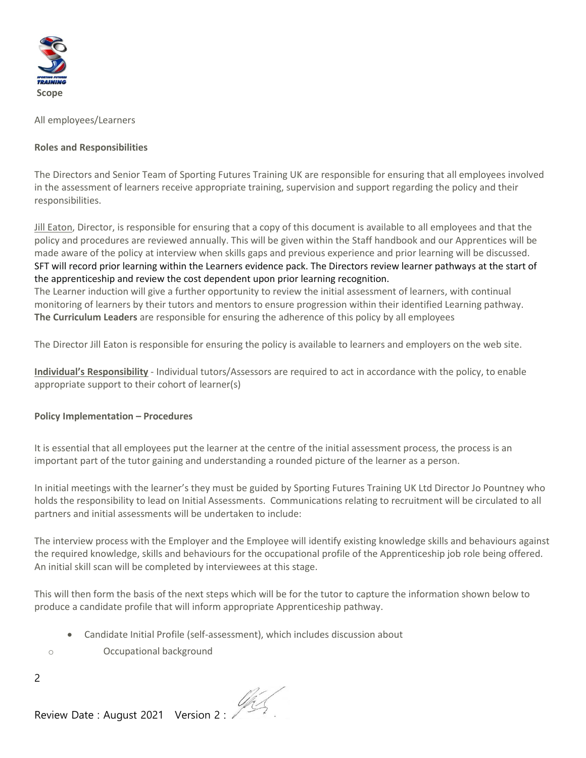**Scope**

All employees/Learners

**Roles and Responsibilities**

The Directors and Senior Team of Sporting Futures Training UK are responsible for ensuring that all employees involved in the assessment of learners receive appropriate training, supervision and support regarding the policy and their responsibilities.

Jill Eaton, Director, is responsible for ensuring that a copy of this document is available to all employees and that the policy and procedures are reviewed annually. This will be given within the Staff handbook and our Apprentices will be made aware of the policy at interview when skills gaps and previous experience and prior learning will be discussed. SFT will record prior learning within the Learners evidence pack. The Directors review learner pathways at the start of the apprenticeship and review the cost dependent upon prior learning recognition.
The Learner induction will give a further opportunity to review the initial assessment of learners, with continual monitoring of learners by their tutors and mentors to ensure progression within their identified Learning pathway.
**The Curriculum Leaders** are responsible for ensuring the adherence of this policy by all employees

The Director Jill Eaton is responsible for ensuring the policy is available to learners and employers on the web site.

**Individual's Responsibility** - Individual tutors/Assessors are required to act in accordance with the policy, to enable appropriate support to their cohort of learner(s)

**Policy Implementation – Procedures**

It is essential that all employees put the learner at the centre of the initial assessment process, the process is an important part of the tutor gaining and understanding a rounded picture of the learner as a person.

In initial meetings with the learner's they must be guided by Sporting Futures Training UK Ltd Director Jo Pountney who holds the responsibility to lead on Initial Assessments. Communications relating to recruitment will be circulated to all partners and initial assessments will be undertaken to include:

The interview process with the Employer and the Employee will identify existing knowledge skills and behaviours against the required knowledge, skills and behaviours for the occupational profile of the Apprenticeship job role being offered. An initial skill scan will be completed by interviewees at this stage.

This will then form the basis of the next steps which will be for the tutor to capture the information shown below to produce a candidate profile that will inform appropriate Apprenticeship pathway.

- Candidate Initial Profile (self-assessment), which includes discussion about
  - Occupational background

Review Date : August 2021 Version 2 :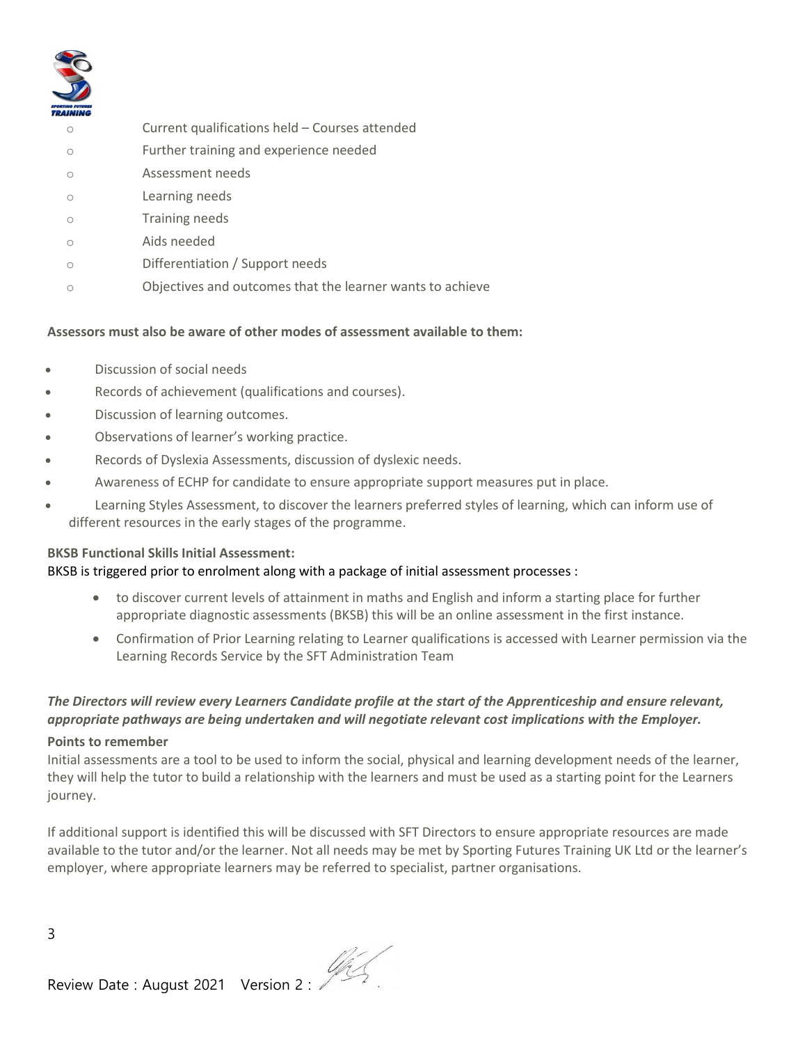- Current qualifications held – Courses attended
- Further training and experience needed
- Assessment needs
- Learning needs
- Training needs
- Aids needed
- Differentiation / Support needs
- Objectives and outcomes that the learner wants to achieve

**Assessors must also be aware of other modes of assessment available to them:**

- Discussion of social needs
- Records of achievement (qualifications and courses).
- Discussion of learning outcomes.
- Observations of learner's working practice.
- Records of Dyslexia Assessments, discussion of dyslexic needs.
- Awareness of ECHP for candidate to ensure appropriate support measures put in place.
- Learning Styles Assessment, to discover the learners preferred styles of learning, which can inform use of different resources in the early stages of the programme.

**BKSB Functional Skills Initial Assessment:**

BKSB is triggered prior to enrolment along with a package of initial assessment processes :

- to discover current levels of attainment in maths and English and inform a starting place for further appropriate diagnostic assessments (BKSB) this will be an online assessment in the first instance.
- Confirmation of Prior Learning relating to Learner qualifications is accessed with Learner permission via the Learning Records Service by the SFT Administration Team

***The Directors will review every Learners Candidate profile at the start of the Apprenticeship and ensure relevant, appropriate pathways are being undertaken and will negotiate relevant cost implications with the Employer.***

**Points to remember**

Initial assessments are a tool to be used to inform the social, physical and learning development needs of the learner, they will help the tutor to build a relationship with the learners and must be used as a starting point for the Learners journey.

If additional support is identified this will be discussed with SFT Directors to ensure appropriate resources are made available to the tutor and/or the learner. Not all needs may be met by Sporting Futures Training UK Ltd or the learner's employer, where appropriate learners may be referred to specialist, partner organisations.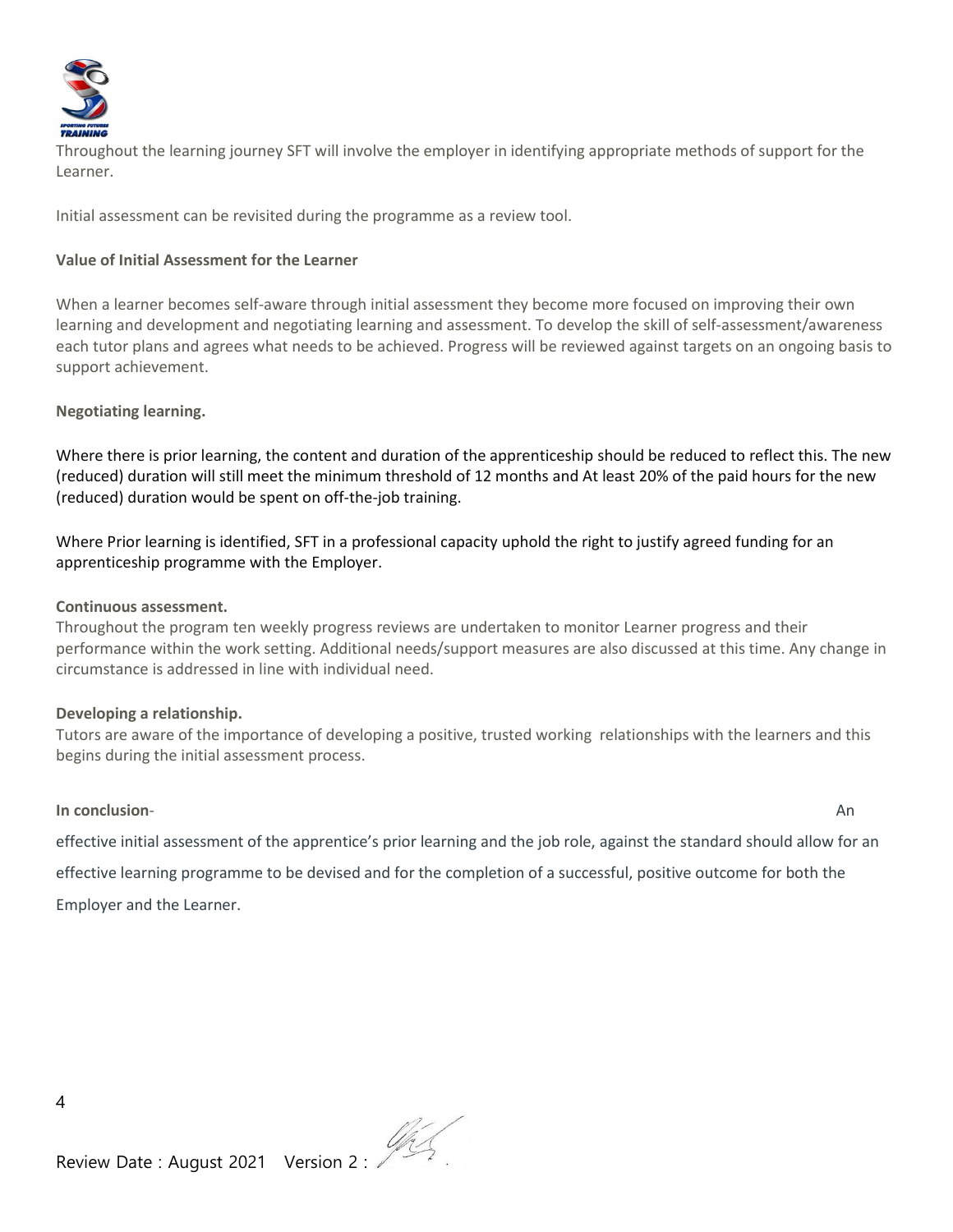Throughout the learning journey SFT will involve the employer in identifying appropriate methods of support for the Learner.

Initial assessment can be revisited during the programme as a review tool.

**Value of Initial Assessment for the Learner**

When a learner becomes self-aware through initial assessment they become more focused on improving their own learning and development and negotiating learning and assessment. To develop the skill of self-assessment/awareness each tutor plans and agrees what needs to be achieved. Progress will be reviewed against targets on an ongoing basis to support achievement.

**Negotiating learning.**

Where there is prior learning, the content and duration of the apprenticeship should be reduced to reflect this. The new (reduced) duration will still meet the minimum threshold of 12 months and At least 20% of the paid hours for the new (reduced) duration would be spent on off-the-job training.

Where Prior learning is identified, SFT in a professional capacity uphold the right to justify agreed funding for an apprenticeship programme with the Employer.

**Continuous assessment.**

Throughout the program ten weekly progress reviews are undertaken to monitor Learner progress and their performance within the work setting. Additional needs/support measures are also discussed at this time. Any change in circumstance is addressed in line with individual need.

**Developing a relationship.**

Tutors are aware of the importance of developing a positive, trusted working relationships with the learners and this begins during the initial assessment process.

**In conclusion**- An effective initial assessment of the apprentice's prior learning and the job role, against the standard should allow for an effective learning programme to be devised and for the completion of a successful, positive outcome for both the Employer and the Learner.

Review Date : August 2021 Version 2 :